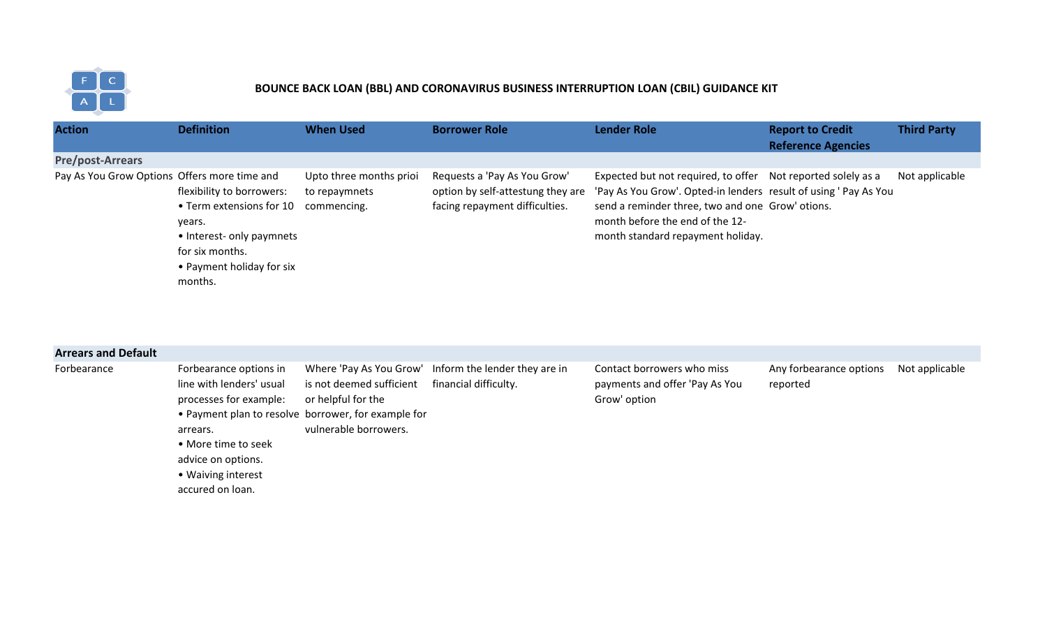# BOUNCE BACK LOAN (BBL) AND CORONAVIRUS BUSINESS INTERRUPTION LOAN (CBIL) GUIDANCE KIT

| Action | Definition | When Used | Borrower Role | Lender Role | Report to Credit Reference Agencies | Third Party |
|---|---|---|---|---|---|---|
| **Pre/post-Arrears** | | | | | | |
| Pay As You Grow Options | Offers more time and flexibility to borrowers:<br>• Term extensions for 10 years.<br>• Interest- only paymnets for six months.<br>• Payment holiday for six months. | Upto three months prioi to repaymnets commencing. | Requests a 'Pay As You Grow' option by self-attestung they are facing repayment difficulties. | Expected but not required, to offer 'Pay As You Grow'. Opted-in lenders send a reminder three, two and one month before the end of the 12-month standard repayment holiday. | Not reported solely as a result of using ' Pay As You Grow' otions. | Not applicable |
| **Arrears and Default** | | | | | | |
| Forbearance | Forbearance options in line with lenders' usual processes for example:<br>• Payment plan to resolve arrears.<br>• More time to seek advice on options.<br>• Waiving interest accured on loan. | Where 'Pay As You Grow' is not deemed sufficient or helpful for the borrower, for example for vulnerable borrowers. | Inform the lender they are in financial difficulty. | Contact borrowers who miss payments and offer 'Pay As You Grow' option | Any forbearance options reported | Not applicable |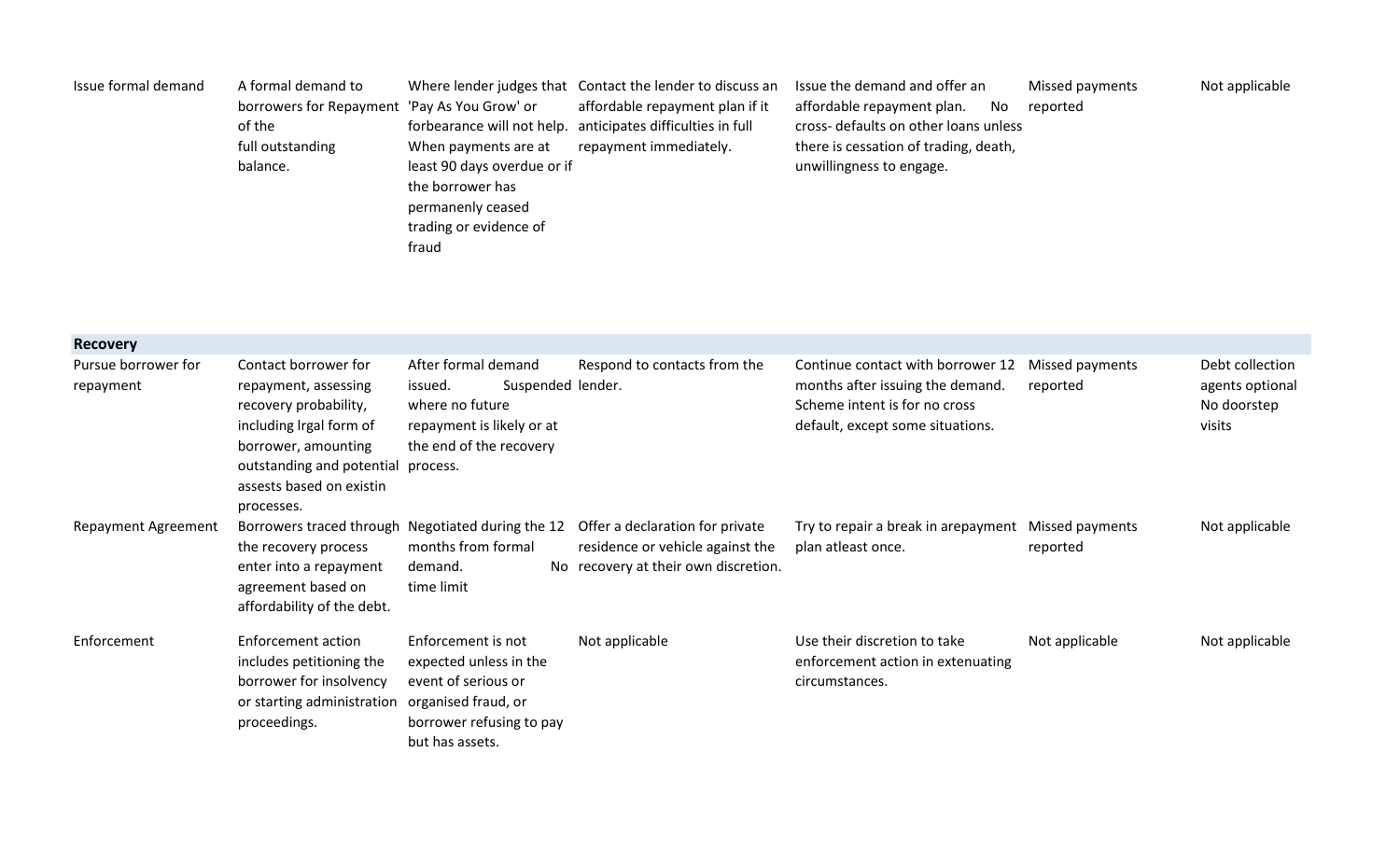| | | | | | | |
|---|---|---|---|---|---|---|
| Issue formal demand | A formal demand to borrowers for Repayment of the full outstanding balance. | Where lender judges that 'Pay As You Grow' or forbearance will not help. When payments are at least 90 days overdue or if the borrower has permanently ceased trading or evidence of fraud | Contact the lender to discuss an affordable repayment plan if it anticipates difficulties in full repayment immediately. | Issue the demand and offer an affordable repayment plan. No cross- defaults on other loans unless there is cessation of trading, death, unwillingness to engage. | Missed payments reported | Not applicable |
| **Recovery** | | | | | | |
| Pursue borrower for repayment | Contact borrower for repayment, assessing recovery probability, including lrgal form of borrower, amounting outstanding and potential assests based on existin processes. | After formal demand issued. Suspended where no future repayment is likely or at the end of the recovery process. | Respond to contacts from the lender. | Continue contact with borrower 12 months after issuing the demand. Scheme intent is for no cross default, except some situations. | Missed payments reported | Debt collection agents optional No doorstep visits |
| Repayment Agreement | Borrowers traced through the recovery process enter into a repayment agreement based on affordability of the debt. | Negotiated during the 12 months from formal demand. No time limit | Offer a declaration for private residence or vehicle against the recovery at their own discretion. | Try to repair a break in arepayment plan atleast once. | Missed payments reported | Not applicable |
| Enforcement | Enforcement action includes petitioning the borrower for insolvency or starting administration proceedings. | Enforcement is not expected unless in the event of serious or organised fraud, or borrower refusing to pay but has assets. | Not applicable | Use their discretion to take enforcement action in extenuating circumstances. | Not applicable | Not applicable |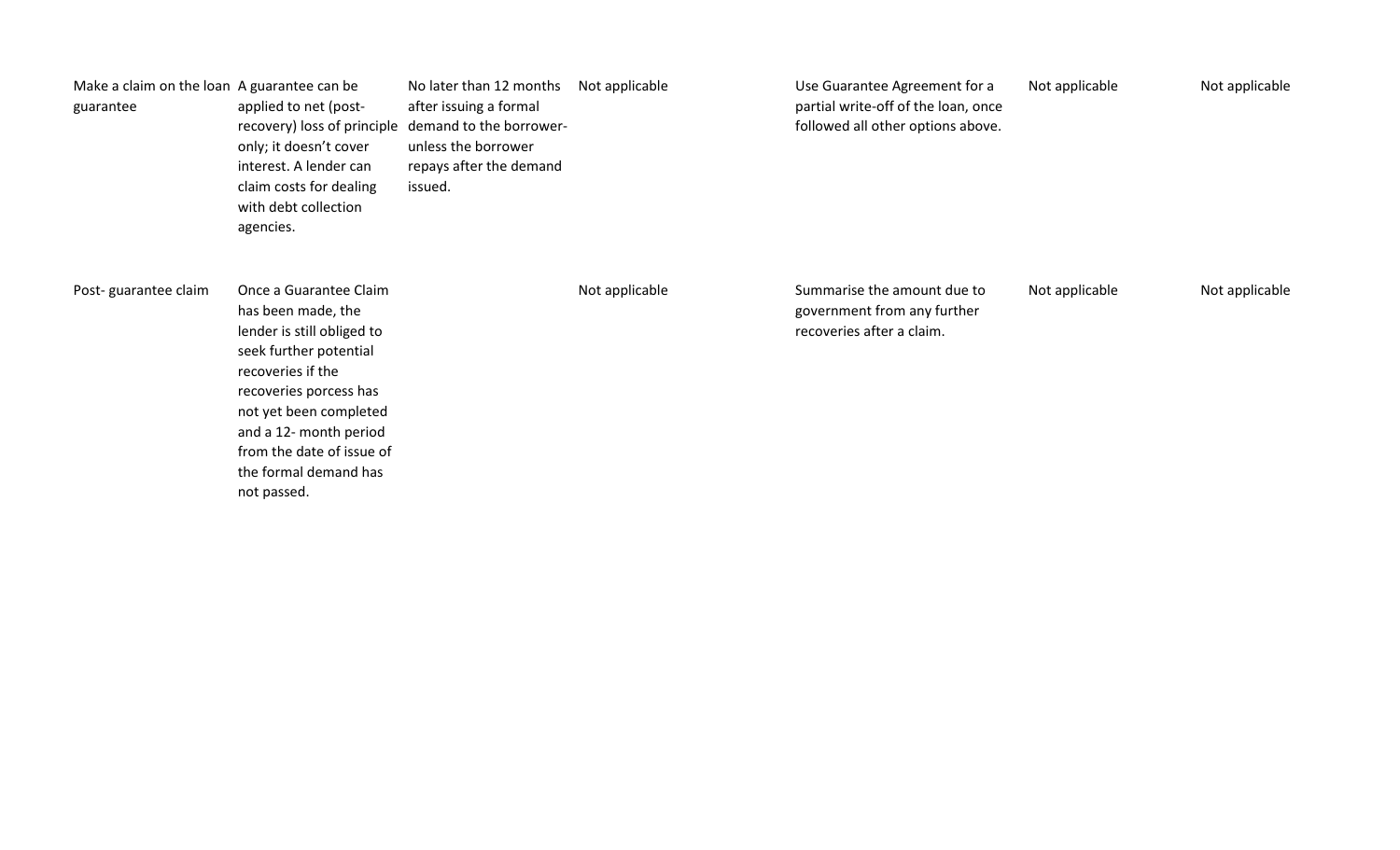| | | | | | | |
|---|---|---|---|---|---|---|
| Make a claim on the loan guarantee | A guarantee can be applied to net (post-recovery) loss of principle only; it doesn't cover interest. A lender can claim costs for dealing with debt collection agencies. | No later than 12 months after issuing a formal demand to the borrower- unless the borrower repays after the demand issued. | Not applicable | Use Guarantee Agreement for a partial write-off of the loan, once followed all other options above. | Not applicable | Not applicable |
| Post- guarantee claim | Once a Guarantee Claim has been made, the lender is still obliged to seek further potential recoveries if the recoveries porcess has not yet been completed and a 12- month period from the date of issue of the formal demand has not passed. | | Not applicable | Summarise the amount due to government from any further recoveries after a claim. | Not applicable | Not applicable |